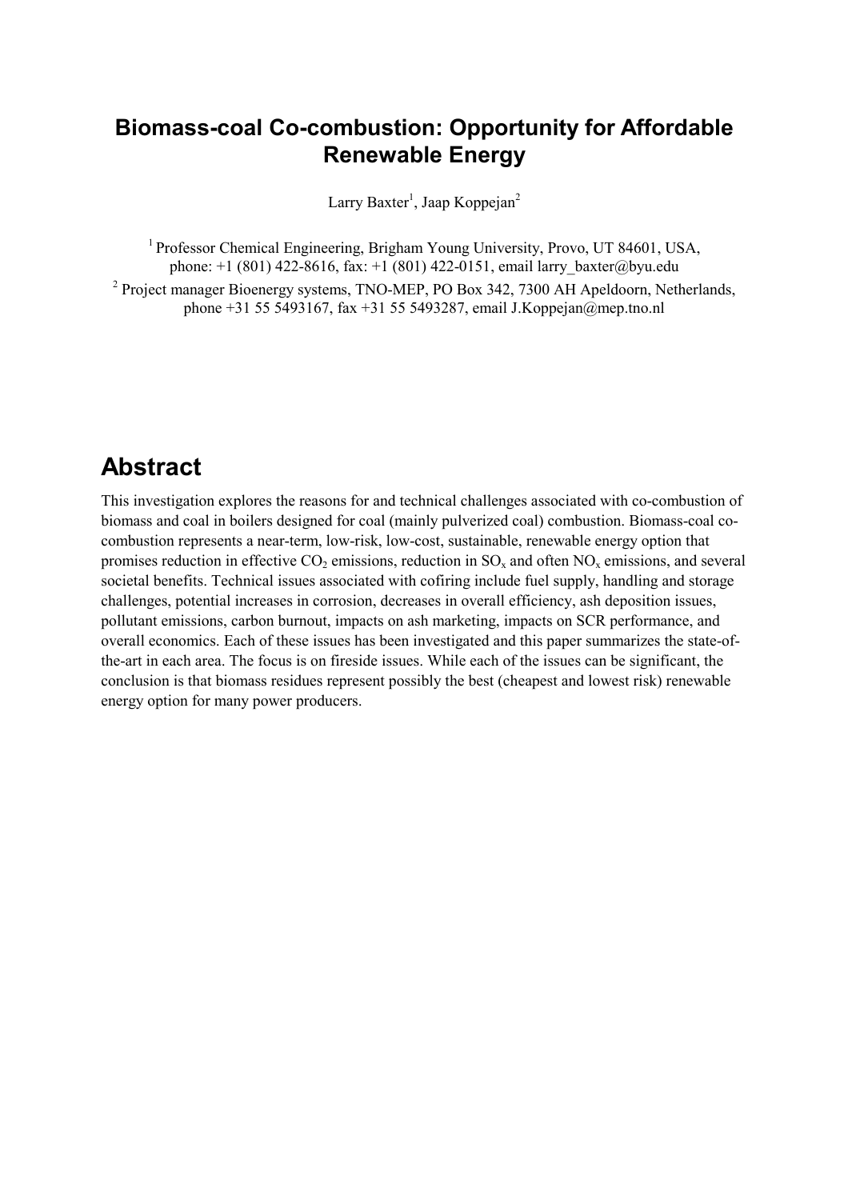# Biomass-coal Co-combustion: Opportunity for Affordable Renewable Energy

Larry Baxter[1], Jaap Koppejan[2]

[1] Professor Chemical Engineering, Brigham Young University, Provo, UT 84601, USA, phone: +1 (801) 422-8616, fax: +1 (801) 422-0151, email larry_baxter@byu.edu

[2] Project manager Bioenergy systems, TNO-MEP, PO Box 342, 7300 AH Apeldoorn, Netherlands, phone +31 55 5493167, fax +31 55 5493287, email J.Koppejan@mep.tno.nl

# Abstract

This investigation explores the reasons for and technical challenges associated with co-combustion of biomass and coal in boilers designed for coal (mainly pulverized coal) combustion. Biomass-coal co-combustion represents a near-term, low-risk, low-cost, sustainable, renewable energy option that promises reduction in effective $CO_2$ emissions, reduction in $SO_x$ and often $NO_x$ emissions, and several societal benefits. Technical issues associated with cofiring include fuel supply, handling and storage challenges, potential increases in corrosion, decreases in overall efficiency, ash deposition issues, pollutant emissions, carbon burnout, impacts on ash marketing, impacts on SCR performance, and overall economics. Each of these issues has been investigated and this paper summarizes the state-of-the-art in each area. The focus is on fireside issues. While each of the issues can be significant, the conclusion is that biomass residues represent possibly the best (cheapest and lowest risk) renewable energy option for many power producers.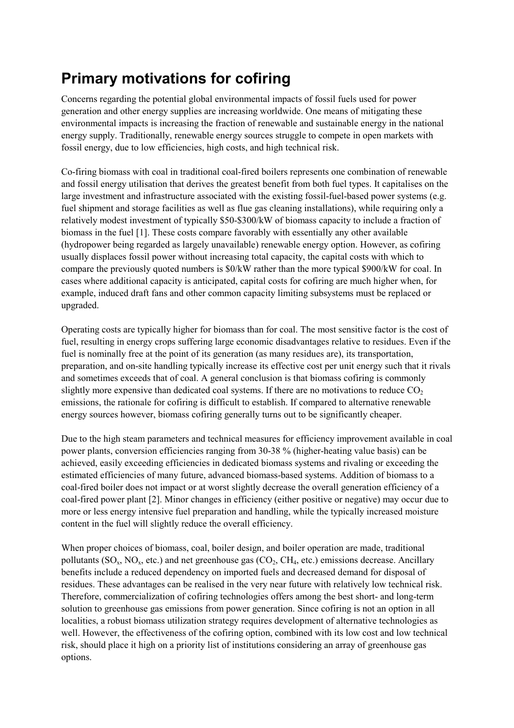# Primary motivations for cofiring

Concerns regarding the potential global environmental impacts of fossil fuels used for power generation and other energy supplies are increasing worldwide. One means of mitigating these environmental impacts is increasing the fraction of renewable and sustainable energy in the national energy supply. Traditionally, renewable energy sources struggle to compete in open markets with fossil energy, due to low efficiencies, high costs, and high technical risk.

Co-firing biomass with coal in traditional coal-fired boilers represents one combination of renewable and fossil energy utilisation that derives the greatest benefit from both fuel types. It capitalises on the large investment and infrastructure associated with the existing fossil-fuel-based power systems (e.g. fuel shipment and storage facilities as well as flue gas cleaning installations), while requiring only a relatively modest investment of typically \$50-\$300/kW of biomass capacity to include a fraction of biomass in the fuel [1]. These costs compare favorably with essentially any other available (hydropower being regarded as largely unavailable) renewable energy option. However, as cofiring usually displaces fossil power without increasing total capacity, the capital costs with which to compare the previously quoted numbers is \$0/kW rather than the more typical \$900/kW for coal. In cases where additional capacity is anticipated, capital costs for cofiring are much higher when, for example, induced draft fans and other common capacity limiting subsystems must be replaced or upgraded.

Operating costs are typically higher for biomass than for coal. The most sensitive factor is the cost of fuel, resulting in energy crops suffering large economic disadvantages relative to residues. Even if the fuel is nominally free at the point of its generation (as many residues are), its transportation, preparation, and on-site handling typically increase its effective cost per unit energy such that it rivals and sometimes exceeds that of coal. A general conclusion is that biomass cofiring is commonly slightly more expensive than dedicated coal systems. If there are no motivations to reduce $CO_2$ emissions, the rationale for cofiring is difficult to establish. If compared to alternative renewable energy sources however, biomass cofiring generally turns out to be significantly cheaper.

Due to the high steam parameters and technical measures for efficiency improvement available in coal power plants, conversion efficiencies ranging from 30-38 % (higher-heating value basis) can be achieved, easily exceeding efficiencies in dedicated biomass systems and rivaling or exceeding the estimated efficiencies of many future, advanced biomass-based systems. Addition of biomass to a coal-fired boiler does not impact or at worst slightly decrease the overall generation efficiency of a coal-fired power plant [2]. Minor changes in efficiency (either positive or negative) may occur due to more or less energy intensive fuel preparation and handling, while the typically increased moisture content in the fuel will slightly reduce the overall efficiency.

When proper choices of biomass, coal, boiler design, and boiler operation are made, traditional pollutants ($SO_x$, $NO_x$, etc.) and net greenhouse gas ($CO_2$, $CH_4$, etc.) emissions decrease. Ancillary benefits include a reduced dependency on imported fuels and decreased demand for disposal of residues. These advantages can be realised in the very near future with relatively low technical risk. Therefore, commercialization of cofiring technologies offers among the best short- and long-term solution to greenhouse gas emissions from power generation. Since cofiring is not an option in all localities, a robust biomass utilization strategy requires development of alternative technologies as well. However, the effectiveness of the cofiring option, combined with its low cost and low technical risk, should place it high on a priority list of institutions considering an array of greenhouse gas options.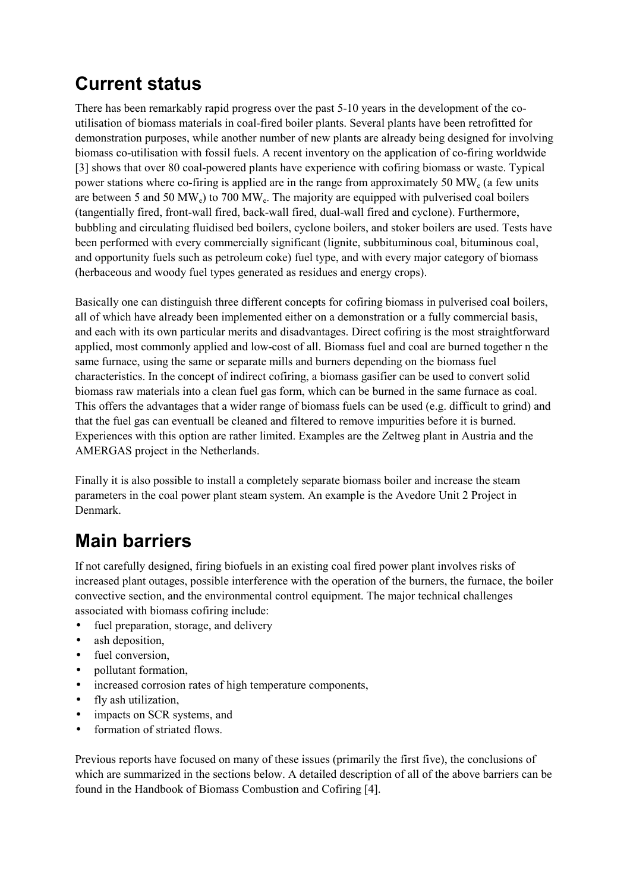## Current status

There has been remarkably rapid progress over the past 5-10 years in the development of the co-utilisation of biomass materials in coal-fired boiler plants. Several plants have been retrofitted for demonstration purposes, while another number of new plants are already being designed for involving biomass co-utilisation with fossil fuels. A recent inventory on the application of co-firing worldwide [3] shows that over 80 coal-powered plants have experience with cofiring biomass or waste. Typical power stations where co-firing is applied are in the range from approximately 50 $MW_e$ (a few units are between 5 and 50 $MW_e$) to 700 $MW_e$. The majority are equipped with pulverised coal boilers (tangentially fired, front-wall fired, back-wall fired, dual-wall fired and cyclone). Furthermore, bubbling and circulating fluidised bed boilers, cyclone boilers, and stoker boilers are used. Tests have been performed with every commercially significant (lignite, subbituminous coal, bituminous coal, and opportunity fuels such as petroleum coke) fuel type, and with every major category of biomass (herbaceous and woody fuel types generated as residues and energy crops).

Basically one can distinguish three different concepts for cofiring biomass in pulverised coal boilers, all of which have already been implemented either on a demonstration or a fully commercial basis, and each with its own particular merits and disadvantages. Direct cofiring is the most straightforward applied, most commonly applied and low-cost of all. Biomass fuel and coal are burned together n the same furnace, using the same or separate mills and burners depending on the biomass fuel characteristics. In the concept of indirect cofiring, a biomass gasifier can be used to convert solid biomass raw materials into a clean fuel gas form, which can be burned in the same furnace as coal. This offers the advantages that a wider range of biomass fuels can be used (e.g. difficult to grind) and that the fuel gas can eventuall be cleaned and filtered to remove impurities before it is burned. Experiences with this option are rather limited. Examples are the Zeltweg plant in Austria and the AMERGAS project in the Netherlands.

Finally it is also possible to install a completely separate biomass boiler and increase the steam parameters in the coal power plant steam system. An example is the Avedore Unit 2 Project in Denmark.

## Main barriers

If not carefully designed, firing biofuels in an existing coal fired power plant involves risks of increased plant outages, possible interference with the operation of the burners, the furnace, the boiler convective section, and the environmental control equipment. The major technical challenges associated with biomass cofiring include:

- fuel preparation, storage, and delivery
- ash deposition,
- fuel conversion,
- pollutant formation,
- increased corrosion rates of high temperature components,
- fly ash utilization,
- impacts on SCR systems, and
- formation of striated flows.

Previous reports have focused on many of these issues (primarily the first five), the conclusions of which are summarized in the sections below. A detailed description of all of the above barriers can be found in the Handbook of Biomass Combustion and Cofiring [4].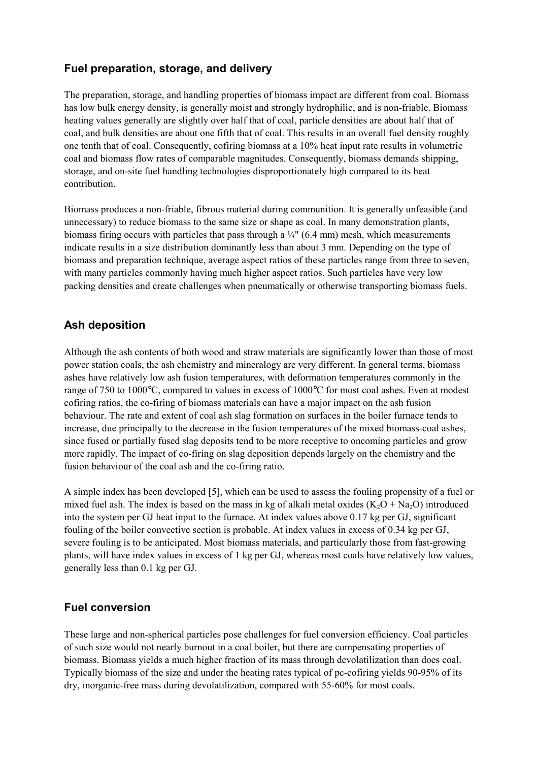## Fuel preparation, storage, and delivery

The preparation, storage, and handling properties of biomass impact are different from coal. Biomass has low bulk energy density, is generally moist and strongly hydrophilic, and is non-friable. Biomass heating values generally are slightly over half that of coal, particle densities are about half that of coal, and bulk densities are about one fifth that of coal. This results in an overall fuel density roughly one tenth that of coal. Consequently, cofiring biomass at a 10% heat input rate results in volumetric coal and biomass flow rates of comparable magnitudes. Consequently, biomass demands shipping, storage, and on-site fuel handling technologies disproportionately high compared to its heat contribution.

Biomass produces a non-friable, fibrous material during communition. It is generally unfeasible (and unnecessary) to reduce biomass to the same size or shape as coal. In many demonstration plants, biomass firing occurs with particles that pass through a ¼" (6.4 mm) mesh, which measurements indicate results in a size distribution dominantly less than about 3 mm. Depending on the type of biomass and preparation technique, average aspect ratios of these particles range from three to seven, with many particles commonly having much higher aspect ratios. Such particles have very low packing densities and create challenges when pneumatically or otherwise transporting biomass fuels.

## Ash deposition

Although the ash contents of both wood and straw materials are significantly lower than those of most power station coals, the ash chemistry and mineralogy are very different. In general terms, biomass ashes have relatively low ash fusion temperatures, with deformation temperatures commonly in the range of 750 to 1000°C, compared to values in excess of 1000°C for most coal ashes. Even at modest cofiring ratios, the co-firing of biomass materials can have a major impact on the ash fusion behaviour. The rate and extent of coal ash slag formation on surfaces in the boiler furnace tends to increase, due principally to the decrease in the fusion temperatures of the mixed biomass-coal ashes, since fused or partially fused slag deposits tend to be more receptive to oncoming particles and grow more rapidly. The impact of co-firing on slag deposition depends largely on the chemistry and the fusion behaviour of the coal ash and the co-firing ratio.

A simple index has been developed [5], which can be used to assess the fouling propensity of a fuel or mixed fuel ash. The index is based on the mass in kg of alkali metal oxides ($K_2O + Na_2O$) introduced into the system per GJ heat input to the furnace. At index values above 0.17 kg per GJ, significant fouling of the boiler convective section is probable. At index values in excess of 0.34 kg per GJ, severe fouling is to be anticipated. Most biomass materials, and particularly those from fast-growing plants, will have index values in excess of 1 kg per GJ, whereas most coals have relatively low values, generally less than 0.1 kg per GJ.

## Fuel conversion

These large and non-spherical particles pose challenges for fuel conversion efficiency. Coal particles of such size would not nearly burnout in a coal boiler, but there are compensating properties of biomass. Biomass yields a much higher fraction of its mass through devolatilization than does coal. Typically biomass of the size and under the heating rates typical of pc-cofiring yields 90-95% of its dry, inorganic-free mass during devolatilization, compared with 55-60% for most coals.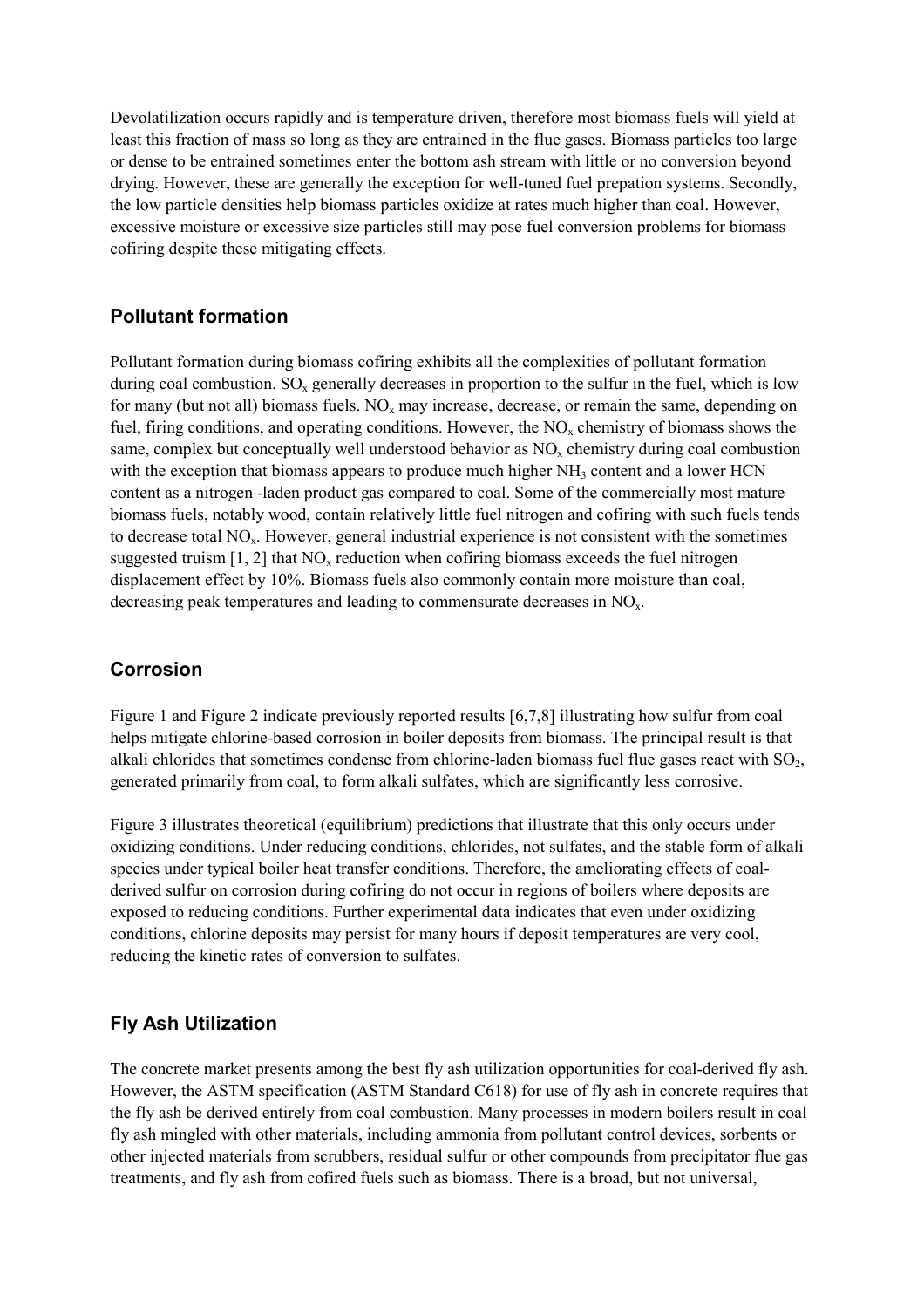Devolatilization occurs rapidly and is temperature driven, therefore most biomass fuels will yield at least this fraction of mass so long as they are entrained in the flue gases. Biomass particles too large or dense to be entrained sometimes enter the bottom ash stream with little or no conversion beyond drying. However, these are generally the exception for well-tuned fuel prepation systems. Secondly, the low particle densities help biomass particles oxidize at rates much higher than coal. However, excessive moisture or excessive size particles still may pose fuel conversion problems for biomass cofiring despite these mitigating effects.

## Pollutant formation

Pollutant formation during biomass cofiring exhibits all the complexities of pollutant formation during coal combustion. $SO_x$ generally decreases in proportion to the sulfur in the fuel, which is low for many (but not all) biomass fuels. $NO_x$ may increase, decrease, or remain the same, depending on fuel, firing conditions, and operating conditions. However, the $NO_x$ chemistry of biomass shows the same, complex but conceptually well understood behavior as $NO_x$ chemistry during coal combustion with the exception that biomass appears to produce much higher $NH_3$ content and a lower HCN content as a nitrogen -laden product gas compared to coal. Some of the commercially most mature biomass fuels, notably wood, contain relatively little fuel nitrogen and cofiring with such fuels tends to decrease total $NO_x$. However, general industrial experience is not consistent with the sometimes suggested truism [1, 2] that $NO_x$ reduction when cofiring biomass exceeds the fuel nitrogen displacement effect by 10%. Biomass fuels also commonly contain more moisture than coal, decreasing peak temperatures and leading to commensurate decreases in $NO_x$.

## Corrosion

Figure 1 and Figure 2 indicate previously reported results [6,7,8] illustrating how sulfur from coal helps mitigate chlorine-based corrosion in boiler deposits from biomass. The principal result is that alkali chlorides that sometimes condense from chlorine-laden biomass fuel flue gases react with $SO_2$, generated primarily from coal, to form alkali sulfates, which are significantly less corrosive.

Figure 3 illustrates theoretical (equilibrium) predictions that illustrate that this only occurs under oxidizing conditions. Under reducing conditions, chlorides, not sulfates, and the stable form of alkali species under typical boiler heat transfer conditions. Therefore, the ameliorating effects of coal-derived sulfur on corrosion during cofiring do not occur in regions of boilers where deposits are exposed to reducing conditions. Further experimental data indicates that even under oxidizing conditions, chlorine deposits may persist for many hours if deposit temperatures are very cool, reducing the kinetic rates of conversion to sulfates.

## Fly Ash Utilization

The concrete market presents among the best fly ash utilization opportunities for coal-derived fly ash. However, the ASTM specification (ASTM Standard C618) for use of fly ash in concrete requires that the fly ash be derived entirely from coal combustion. Many processes in modern boilers result in coal fly ash mingled with other materials, including ammonia from pollutant control devices, sorbents or other injected materials from scrubbers, residual sulfur or other compounds from precipitator flue gas treatments, and fly ash from cofired fuels such as biomass. There is a broad, but not universal,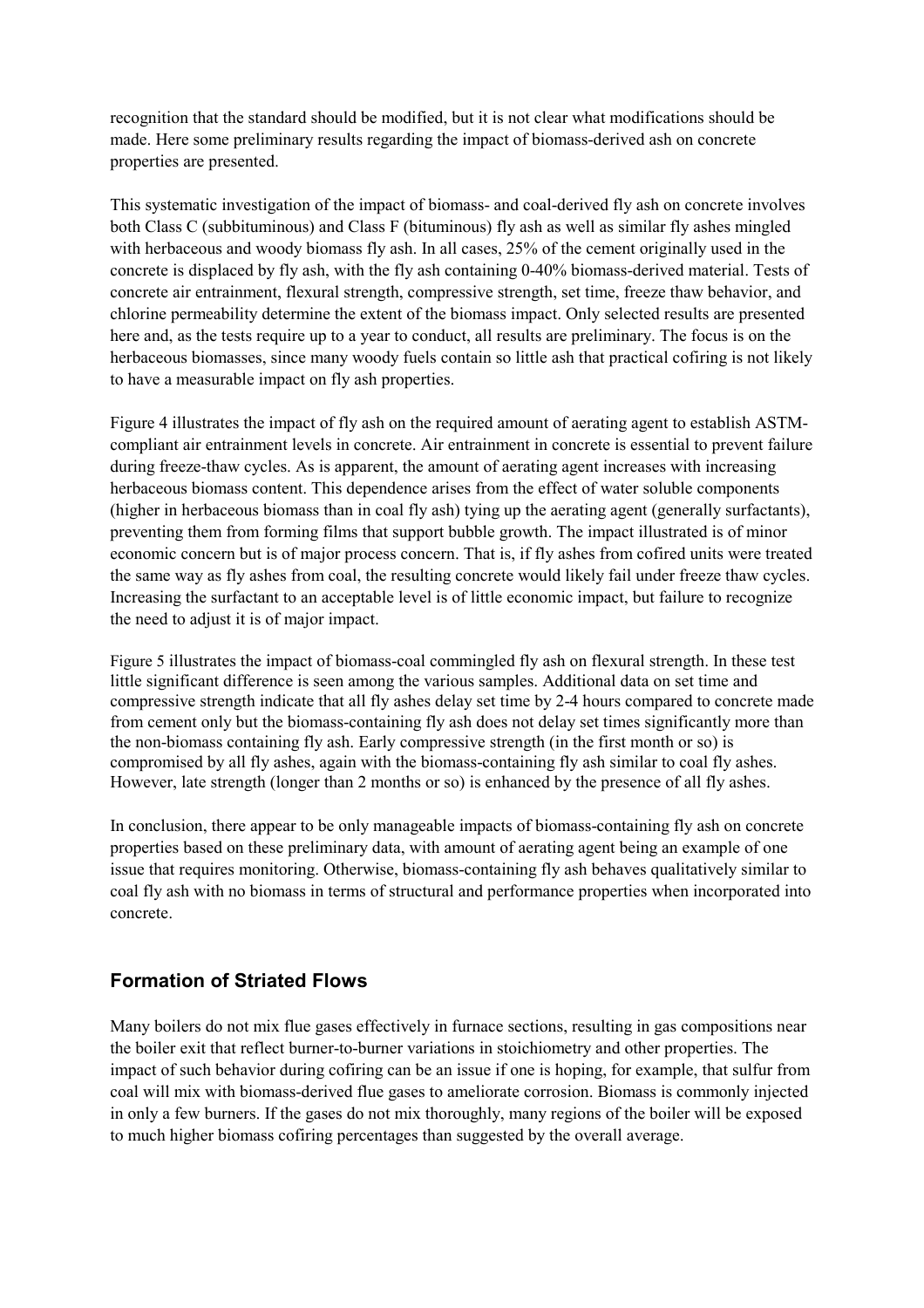recognition that the standard should be modified, but it is not clear what modifications should be made. Here some preliminary results regarding the impact of biomass-derived ash on concrete properties are presented.

This systematic investigation of the impact of biomass- and coal-derived fly ash on concrete involves both Class C (subbituminous) and Class F (bituminous) fly ash as well as similar fly ashes mingled with herbaceous and woody biomass fly ash. In all cases, 25% of the cement originally used in the concrete is displaced by fly ash, with the fly ash containing 0-40% biomass-derived material. Tests of concrete air entrainment, flexural strength, compressive strength, set time, freeze thaw behavior, and chlorine permeability determine the extent of the biomass impact. Only selected results are presented here and, as the tests require up to a year to conduct, all results are preliminary. The focus is on the herbaceous biomasses, since many woody fuels contain so little ash that practical cofiring is not likely to have a measurable impact on fly ash properties.

Figure 4 illustrates the impact of fly ash on the required amount of aerating agent to establish ASTM-compliant air entrainment levels in concrete. Air entrainment in concrete is essential to prevent failure during freeze-thaw cycles. As is apparent, the amount of aerating agent increases with increasing herbaceous biomass content. This dependence arises from the effect of water soluble components (higher in herbaceous biomass than in coal fly ash) tying up the aerating agent (generally surfactants), preventing them from forming films that support bubble growth. The impact illustrated is of minor economic concern but is of major process concern. That is, if fly ashes from cofired units were treated the same way as fly ashes from coal, the resulting concrete would likely fail under freeze thaw cycles. Increasing the surfactant to an acceptable level is of little economic impact, but failure to recognize the need to adjust it is of major impact.

Figure 5 illustrates the impact of biomass-coal commingled fly ash on flexural strength. In these test little significant difference is seen among the various samples. Additional data on set time and compressive strength indicate that all fly ashes delay set time by 2-4 hours compared to concrete made from cement only but the biomass-containing fly ash does not delay set times significantly more than the non-biomass containing fly ash. Early compressive strength (in the first month or so) is compromised by all fly ashes, again with the biomass-containing fly ash similar to coal fly ashes. However, late strength (longer than 2 months or so) is enhanced by the presence of all fly ashes.

In conclusion, there appear to be only manageable impacts of biomass-containing fly ash on concrete properties based on these preliminary data, with amount of aerating agent being an example of one issue that requires monitoring. Otherwise, biomass-containing fly ash behaves qualitatively similar to coal fly ash with no biomass in terms of structural and performance properties when incorporated into concrete.

## Formation of Striated Flows

Many boilers do not mix flue gases effectively in furnace sections, resulting in gas compositions near the boiler exit that reflect burner-to-burner variations in stoichiometry and other properties. The impact of such behavior during cofiring can be an issue if one is hoping, for example, that sulfur from coal will mix with biomass-derived flue gases to ameliorate corrosion. Biomass is commonly injected in only a few burners. If the gases do not mix thoroughly, many regions of the boiler will be exposed to much higher biomass cofiring percentages than suggested by the overall average.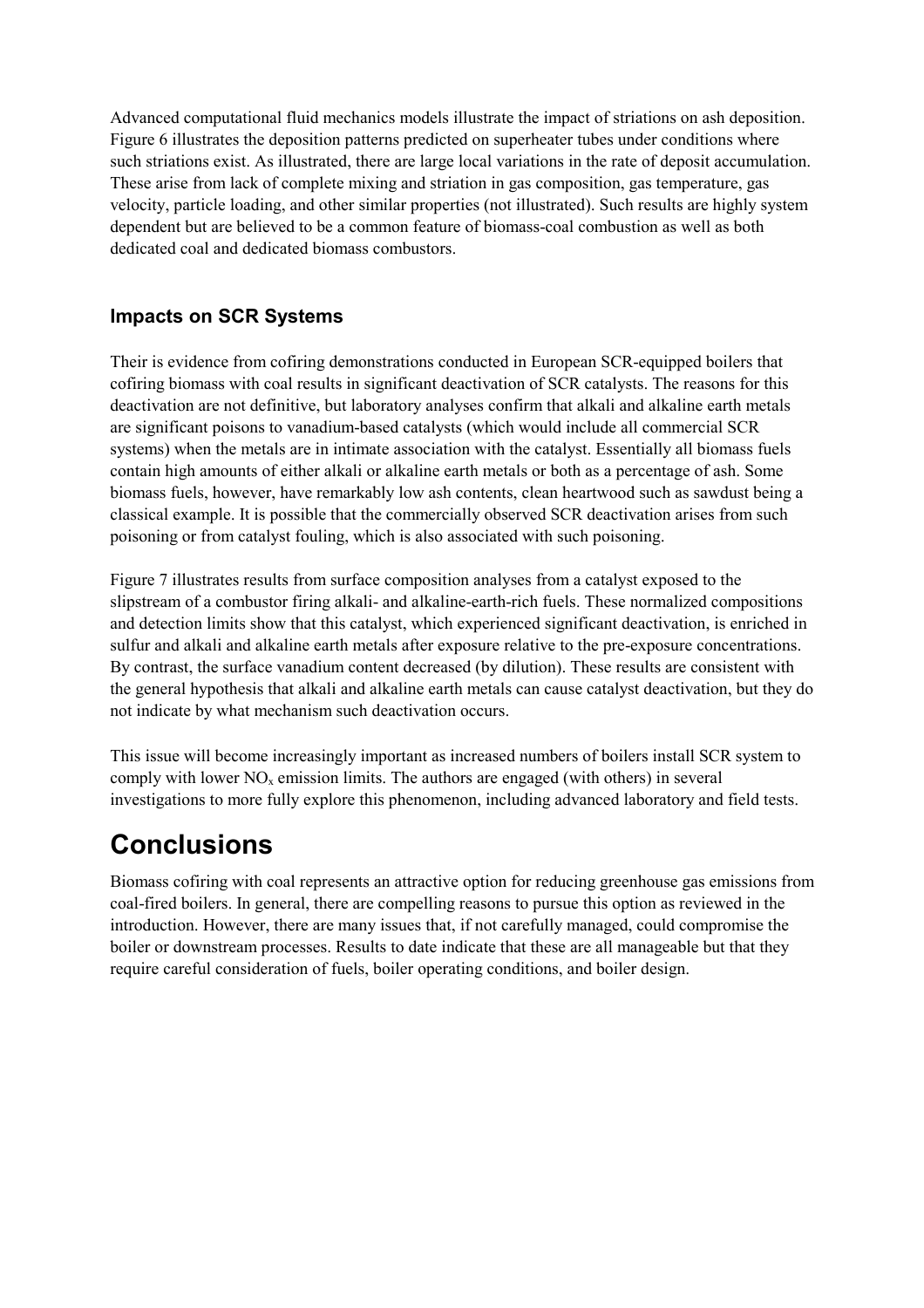Advanced computational fluid mechanics models illustrate the impact of striations on ash deposition. Figure 6 illustrates the deposition patterns predicted on superheater tubes under conditions where such striations exist. As illustrated, there are large local variations in the rate of deposit accumulation. These arise from lack of complete mixing and striation in gas composition, gas temperature, gas velocity, particle loading, and other similar properties (not illustrated). Such results are highly system dependent but are believed to be a common feature of biomass-coal combustion as well as both dedicated coal and dedicated biomass combustors.

### Impacts on SCR Systems

Their is evidence from cofiring demonstrations conducted in European SCR-equipped boilers that cofiring biomass with coal results in significant deactivation of SCR catalysts. The reasons for this deactivation are not definitive, but laboratory analyses confirm that alkali and alkaline earth metals are significant poisons to vanadium-based catalysts (which would include all commercial SCR systems) when the metals are in intimate association with the catalyst. Essentially all biomass fuels contain high amounts of either alkali or alkaline earth metals or both as a percentage of ash. Some biomass fuels, however, have remarkably low ash contents, clean heartwood such as sawdust being a classical example. It is possible that the commercially observed SCR deactivation arises from such poisoning or from catalyst fouling, which is also associated with such poisoning.

Figure 7 illustrates results from surface composition analyses from a catalyst exposed to the slipstream of a combustor firing alkali- and alkaline-earth-rich fuels. These normalized compositions and detection limits show that this catalyst, which experienced significant deactivation, is enriched in sulfur and alkali and alkaline earth metals after exposure relative to the pre-exposure concentrations. By contrast, the surface vanadium content decreased (by dilution). These results are consistent with the general hypothesis that alkali and alkaline earth metals can cause catalyst deactivation, but they do not indicate by what mechanism such deactivation occurs.

This issue will become increasingly important as increased numbers of boilers install SCR system to comply with lower $NO_x$ emission limits. The authors are engaged (with others) in several investigations to more fully explore this phenomenon, including advanced laboratory and field tests.

# Conclusions

Biomass cofiring with coal represents an attractive option for reducing greenhouse gas emissions from coal-fired boilers. In general, there are compelling reasons to pursue this option as reviewed in the introduction. However, there are many issues that, if not carefully managed, could compromise the boiler or downstream processes. Results to date indicate that these are all manageable but that they require careful consideration of fuels, boiler operating conditions, and boiler design.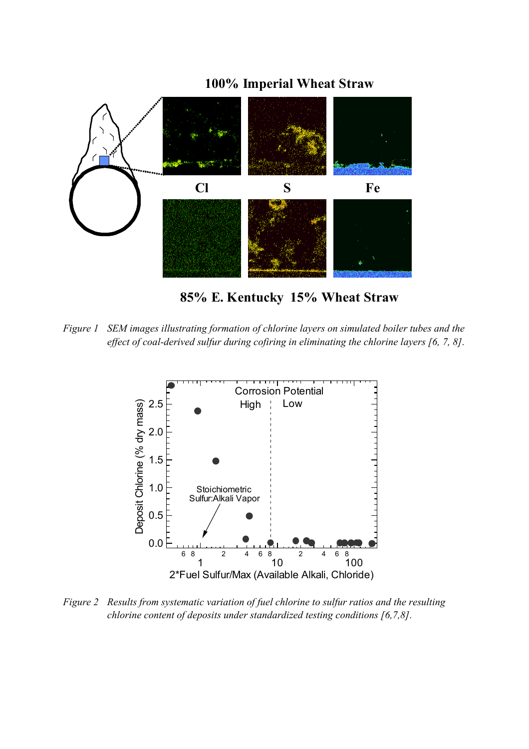*Figure 1 SEM images illustrating formation of chlorine layers on simulated boiler tubes and the effect of coal-derived sulfur during cofiring in eliminating the chlorine layers [6, 7, 8].*

*Figure 2 Results from systematic variation of fuel chlorine to sulfur ratios and the resulting chlorine content of deposits under standardized testing conditions [6,7,8].*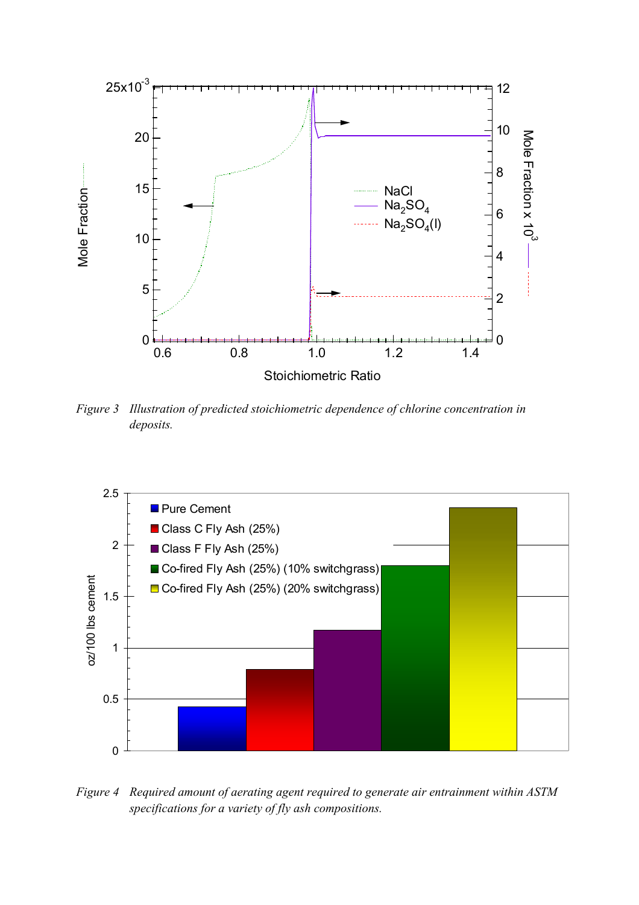*Figure 3 Illustration of predicted stoichiometric dependence of chlorine concentration in deposits.*

*Figure 4 Required amount of aerating agent required to generate air entrainment within ASTM specifications for a variety of fly ash compositions.*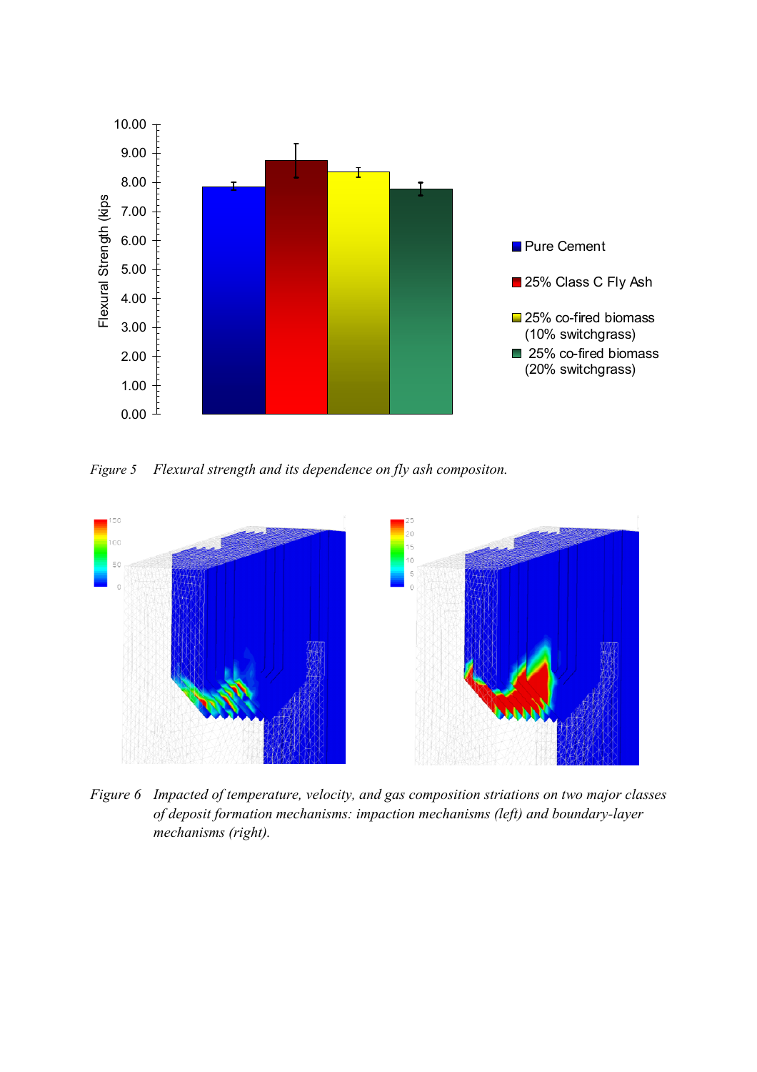*Figure 5 Flexural strength and its dependence on fly ash compositon.*

*Figure 6 Impacted of temperature, velocity, and gas composition striations on two major classes of deposit formation mechanisms: impaction mechanisms (left) and boundary-layer mechanisms (right).*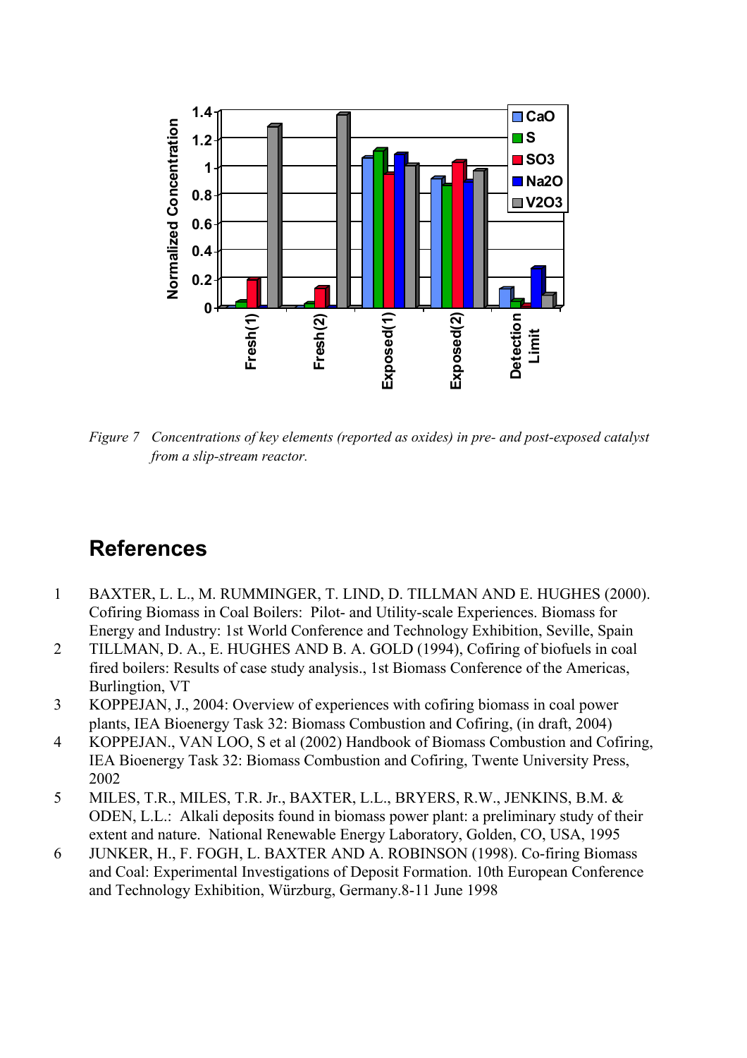*Figure 7   Concentrations of key elements (reported as oxides) in pre- and post-exposed catalyst from a slip-stream reactor.*

## References

1. BAXTER, L. L., M. RUMMINGER, T. LIND, D. TILLMAN AND E. HUGHES (2000). Cofiring Biomass in Coal Boilers: Pilot- and Utility-scale Experiences. Biomass for Energy and Industry: 1st World Conference and Technology Exhibition, Seville, Spain
2. TILLMAN, D. A., E. HUGHES AND B. A. GOLD (1994), Cofiring of biofuels in coal fired boilers: Results of case study analysis., 1st Biomass Conference of the Americas, Burlingtion, VT
3. KOPPEJAN, J., 2004: Overview of experiences with cofiring biomass in coal power plants, IEA Bioenergy Task 32: Biomass Combustion and Cofiring, (in draft, 2004)
4. KOPPEJAN., VAN LOO, S et al (2002) Handbook of Biomass Combustion and Cofiring, IEA Bioenergy Task 32: Biomass Combustion and Cofiring, Twente University Press, 2002
5. MILES, T.R., MILES, T.R. Jr., BAXTER, L.L., BRYERS, R.W., JENKINS, B.M. & ODEN, L.L.: Alkali deposits found in biomass power plant: a preliminary study of their extent and nature. National Renewable Energy Laboratory, Golden, CO, USA, 1995
6. JUNKER, H., F. FOGH, L. BAXTER AND A. ROBINSON (1998). Co-firing Biomass and Coal: Experimental Investigations of Deposit Formation. 10th European Conference and Technology Exhibition, Würzburg, Germany.8-11 June 1998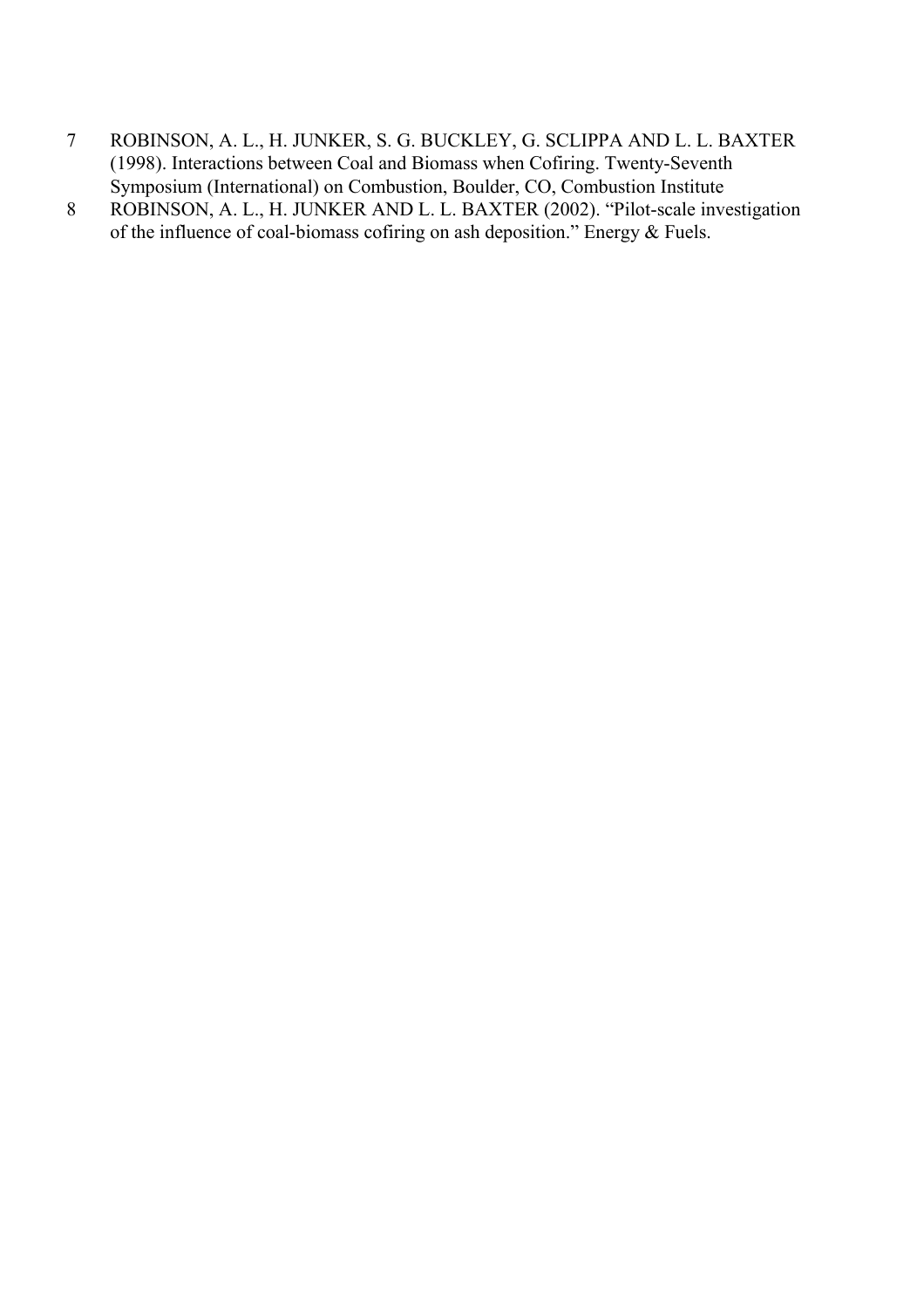7 ROBINSON, A. L., H. JUNKER, S. G. BUCKLEY, G. SCLIPPA AND L. L. BAXTER (1998). Interactions between Coal and Biomass when Cofiring. Twenty-Seventh Symposium (International) on Combustion, Boulder, CO, Combustion Institute

8 ROBINSON, A. L., H. JUNKER AND L. L. BAXTER (2002). "Pilot-scale investigation of the influence of coal-biomass cofiring on ash deposition." Energy & Fuels.